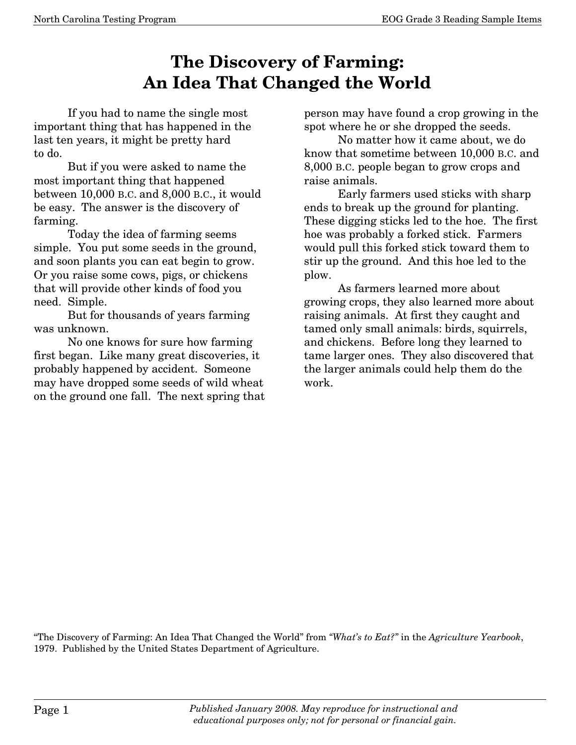# The Discovery of Farming: An Idea That Changed the World

If you had to name the single most important thing that has happened in the last ten years, it might be pretty hard to do.

But if you were asked to name the most important thing that happened between 10,000 B.C. and 8,000 B.C., it would be easy. The answer is the discovery of farming.

Today the idea of farming seems simple. You put some seeds in the ground, and soon plants you can eat begin to grow. Or you raise some cows, pigs, or chickens that will provide other kinds of food you need. Simple.

But for thousands of years farming was unknown.

No one knows for sure how farming first began. Like many great discoveries, it probably happened by accident. Someone may have dropped some seeds of wild wheat on the ground one fall. The next spring that person may have found a crop growing in the spot where he or she dropped the seeds.

No matter how it came about, we do know that sometime between 10,000 B.C. and 8,000 B.C. people began to grow crops and raise animals.

Early farmers used sticks with sharp ends to break up the ground for planting. These digging sticks led to the hoe. The first hoe was probably a forked stick. Farmers would pull this forked stick toward them to stir up the ground. And this hoe led to the plow.

As farmers learned more about growing crops, they also learned more about raising animals. At first they caught and tamed only small animals: birds, squirrels, and chickens. Before long they learned to tame larger ones. They also discovered that the larger animals could help them do the work.

"The Discovery of Farming: An Idea That Changed the World" from *"What's to Eat?"* in the *Agriculture Yearbook*, 1979. Published by the United States Department of Agriculture.

*Published January 2008. May reproduce for instructional and educational purposes only; not for personal or financial gain.*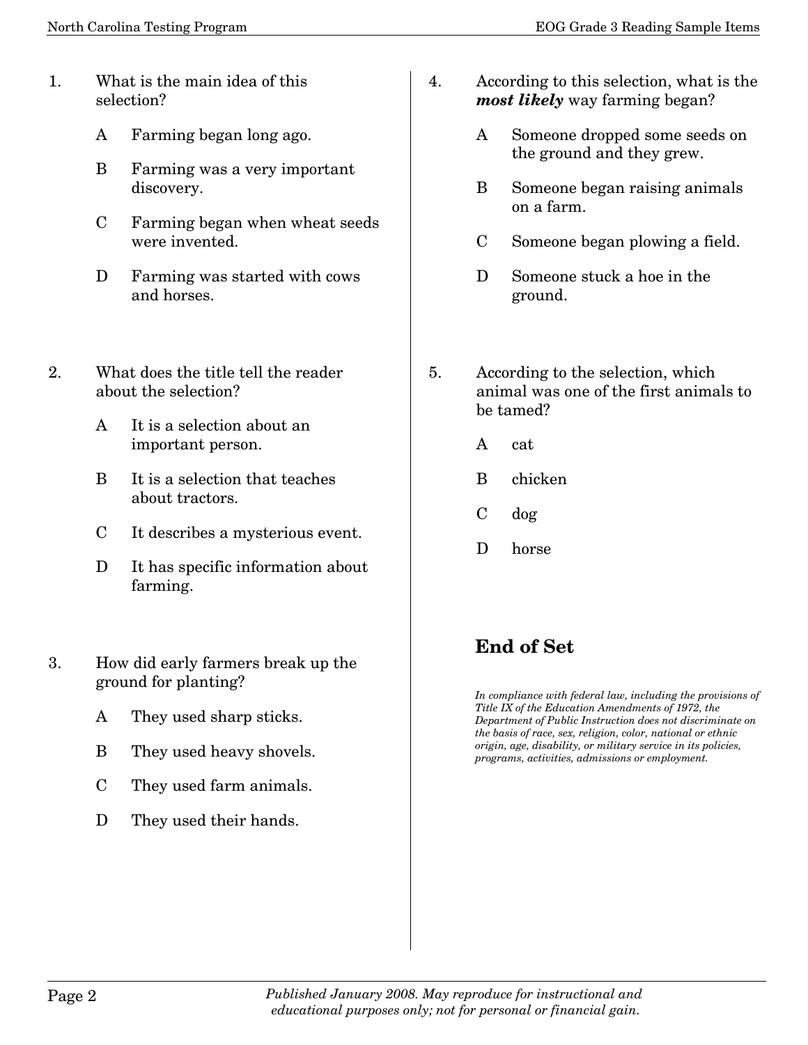1. What is the main idea of this selection?

   A Farming began long ago.

   B Farming was a very important discovery.

   C Farming began when wheat seeds were invented.

   D Farming was started with cows and horses.

2. What does the title tell the reader about the selection?

   A It is a selection about an important person.

   B It is a selection that teaches about tractors.

   C It describes a mysterious event.

   D It has specific information about farming.

3. How did early farmers break up the ground for planting?

   A They used sharp sticks.

   B They used heavy shovels.

   C They used farm animals.

   D They used their hands.

4. According to this selection, what is the ***most likely*** way farming began?

   A Someone dropped some seeds on the ground and they grew.

   B Someone began raising animals on a farm.

   C Someone began plowing a field.

   D Someone stuck a hoe in the ground.

5. According to the selection, which animal was one of the first animals to be tamed?

   A cat

   B chicken

   C dog

   D horse

## End of Set

*In compliance with federal law, including the provisions of Title IX of the Education Amendments of 1972, the Department of Public Instruction does not discriminate on the basis of race, sex, religion, color, national or ethnic origin, age, disability, or military service in its policies, programs, activities, admissions or employment.*

*Published January 2008. May reproduce for instructional and educational purposes only; not for personal or financial gain.*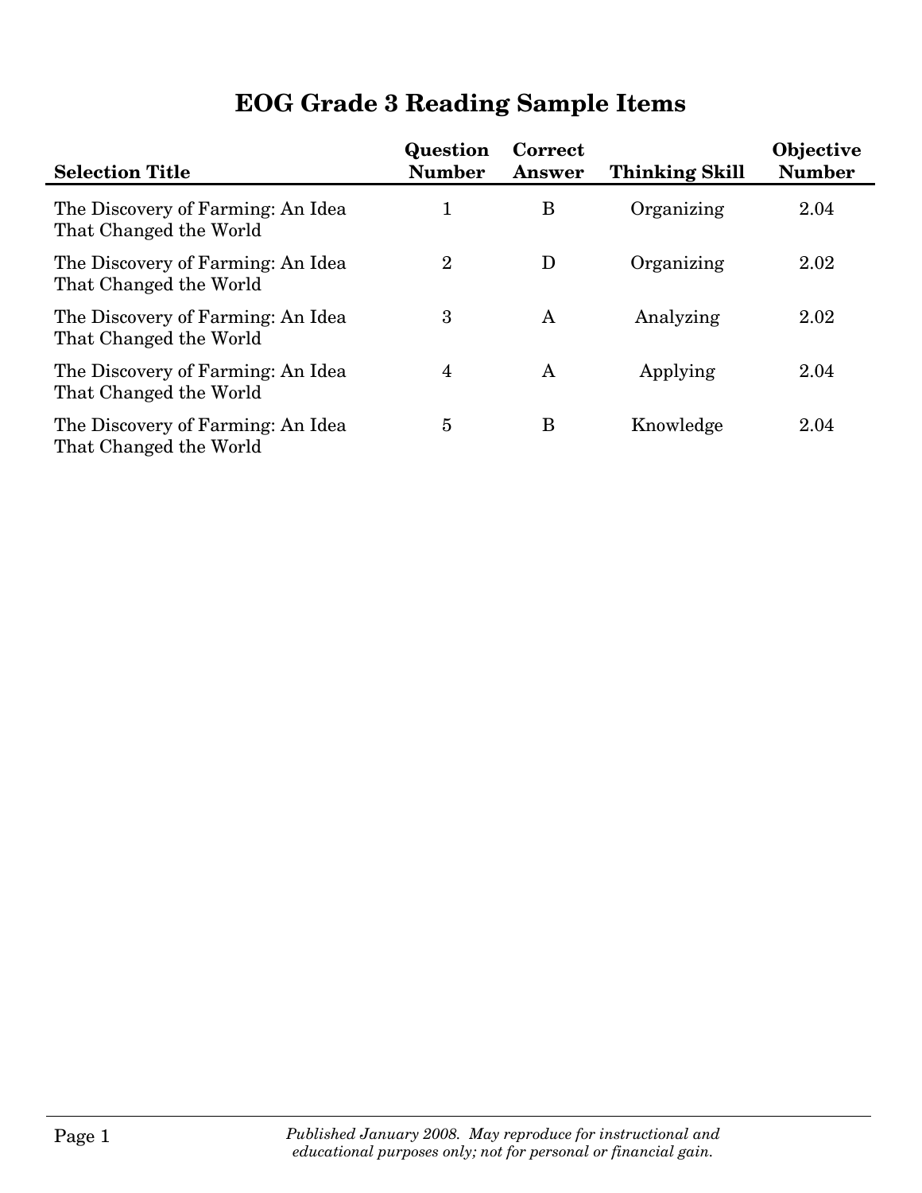# EOG Grade 3 Reading Sample Items

| Selection Title | Question Number | Correct Answer | Thinking Skill | Objective Number |
|---|---|---|---|---|
| The Discovery of Farming: An Idea That Changed the World | 1 | B | Organizing | 2.04 |
| The Discovery of Farming: An Idea That Changed the World | 2 | D | Organizing | 2.02 |
| The Discovery of Farming: An Idea That Changed the World | 3 | A | Analyzing | 2.02 |
| The Discovery of Farming: An Idea That Changed the World | 4 | A | Applying | 2.04 |
| The Discovery of Farming: An Idea That Changed the World | 5 | B | Knowledge | 2.04 |

*Published January 2008. May reproduce for instructional and educational purposes only; not for personal or financial gain.*